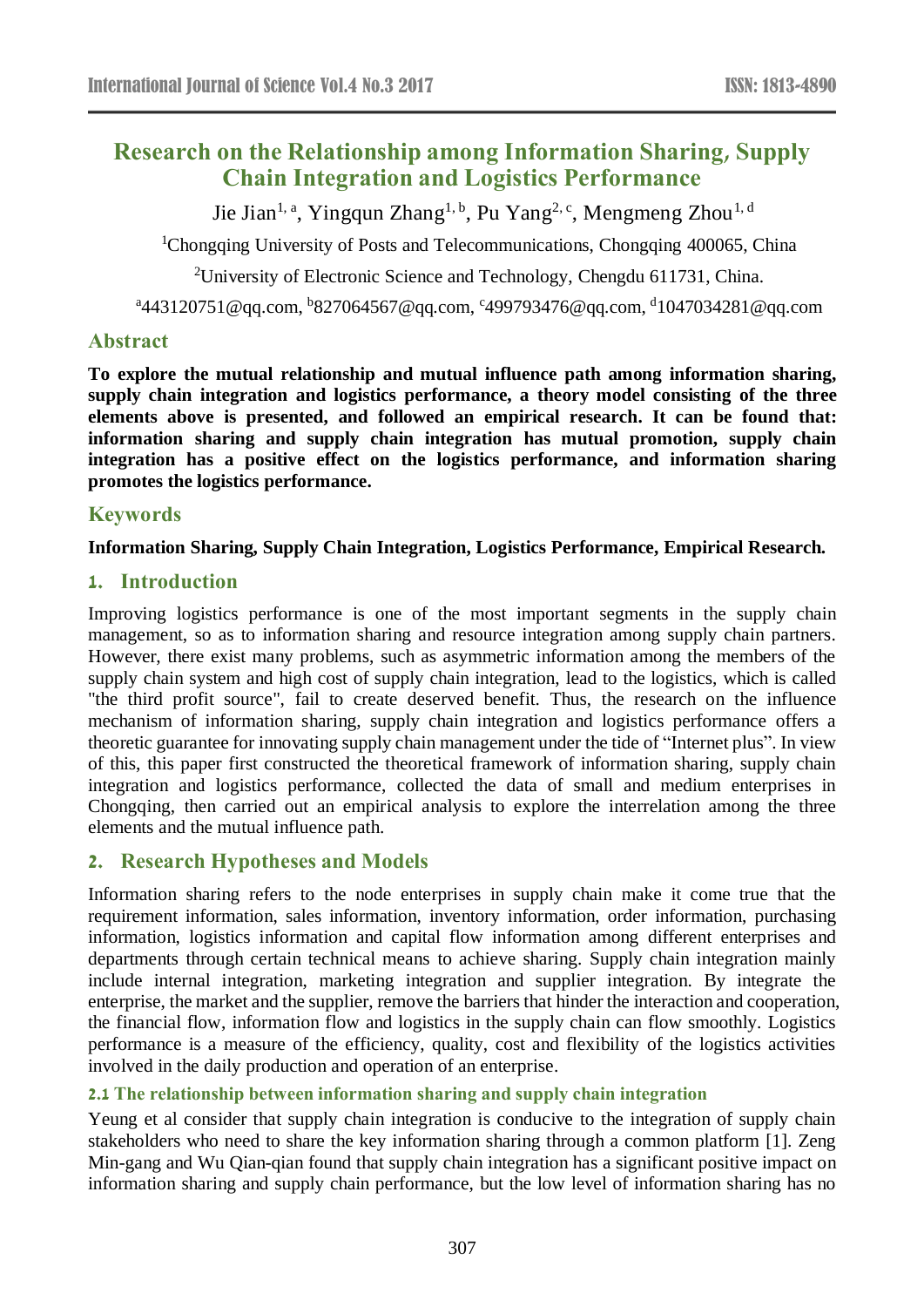# Research on the Relationship among Information Sharing, Supply Chain Integration and Logistics Performance

Jie Jian[1, a], Yingqun Zhang[1, b], Pu Yang[2, c], Mengmeng Zhou[1, d]

[1]Chongqing University of Posts and Telecommunications, Chongqing 400065, China

[2]University of Electronic Science and Technology, Chengdu 611731, China.

[a]443120751@qq.com, [b]827064567@qq.com, [c]499793476@qq.com, [d]1047034281@qq.com

## Abstract

**To explore the mutual relationship and mutual influence path among information sharing, supply chain integration and logistics performance, a theory model consisting of the three elements above is presented, and followed an empirical research. It can be found that: information sharing and supply chain integration has mutual promotion, supply chain integration has a positive effect on the logistics performance, and information sharing promotes the logistics performance.**

## Keywords

**Information Sharing, Supply Chain Integration, Logistics Performance, Empirical Research.**

## 1. Introduction

Improving logistics performance is one of the most important segments in the supply chain management, so as to information sharing and resource integration among supply chain partners. However, there exist many problems, such as asymmetric information among the members of the supply chain system and high cost of supply chain integration, lead to the logistics, which is called "the third profit source", fail to create deserved benefit. Thus, the research on the influence mechanism of information sharing, supply chain integration and logistics performance offers a theoretic guarantee for innovating supply chain management under the tide of "Internet plus". In view of this, this paper first constructed the theoretical framework of information sharing, supply chain integration and logistics performance, collected the data of small and medium enterprises in Chongqing, then carried out an empirical analysis to explore the interrelation among the three elements and the mutual influence path.

## 2. Research Hypotheses and Models

Information sharing refers to the node enterprises in supply chain make it come true that the requirement information, sales information, inventory information, order information, purchasing information, logistics information and capital flow information among different enterprises and departments through certain technical means to achieve sharing. Supply chain integration mainly include internal integration, marketing integration and supplier integration. By integrate the enterprise, the market and the supplier, remove the barriers that hinder the interaction and cooperation, the financial flow, information flow and logistics in the supply chain can flow smoothly. Logistics performance is a measure of the efficiency, quality, cost and flexibility of the logistics activities involved in the daily production and operation of an enterprise.

### 2.1 The relationship between information sharing and supply chain integration

Yeung et al consider that supply chain integration is conducive to the integration of supply chain stakeholders who need to share the key information sharing through a common platform [1]. Zeng Min-gang and Wu Qian-qian found that supply chain integration has a significant positive impact on information sharing and supply chain performance, but the low level of information sharing has no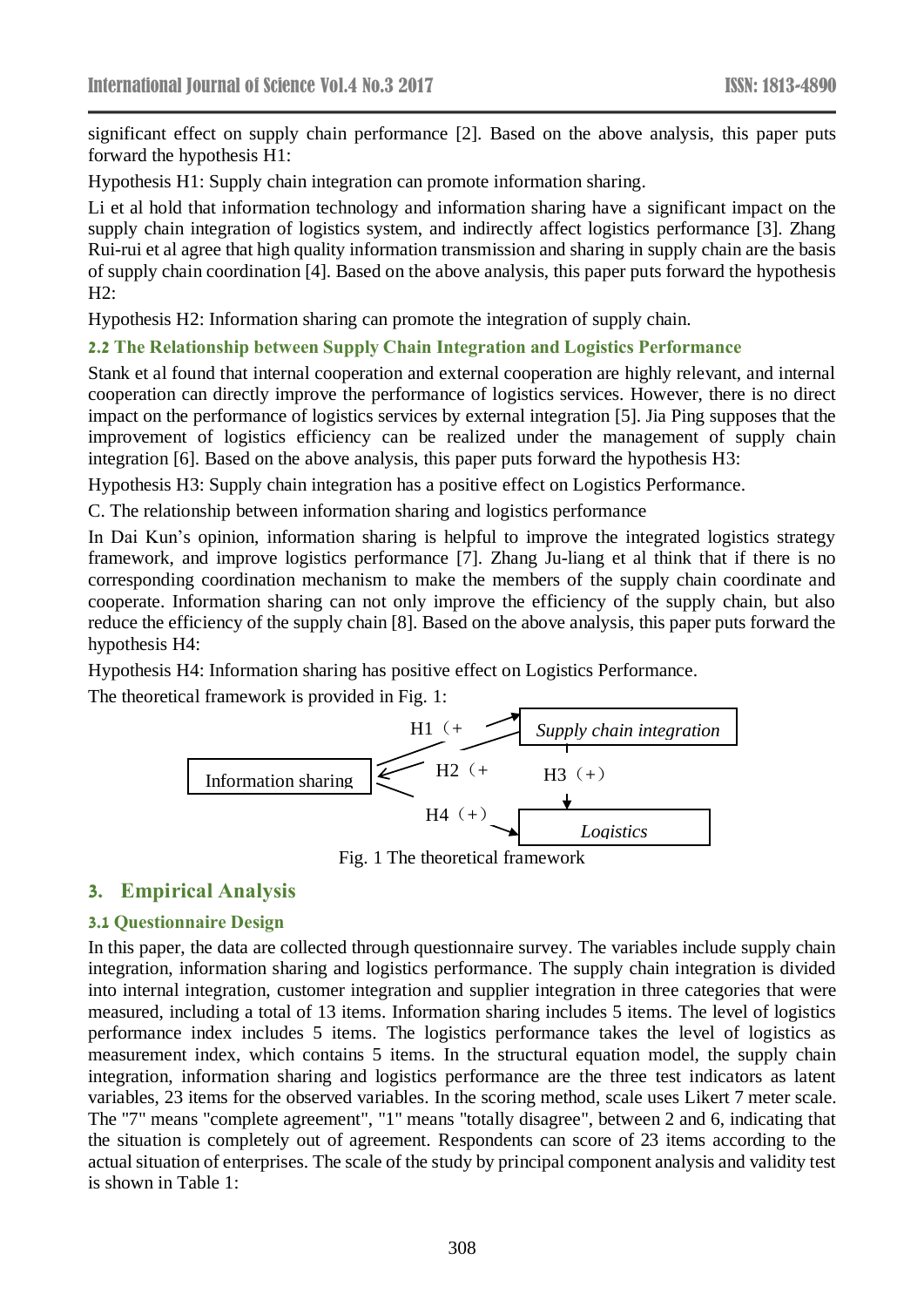significant effect on supply chain performance [2]. Based on the above analysis, this paper puts forward the hypothesis H1:

Hypothesis H1: Supply chain integration can promote information sharing.

Li et al hold that information technology and information sharing have a significant impact on the supply chain integration of logistics system, and indirectly affect logistics performance [3]. Zhang Rui-rui et al agree that high quality information transmission and sharing in supply chain are the basis of supply chain coordination [4]. Based on the above analysis, this paper puts forward the hypothesis H2:

Hypothesis H2: Information sharing can promote the integration of supply chain.

### 2.2 The Relationship between Supply Chain Integration and Logistics Performance

Stank et al found that internal cooperation and external cooperation are highly relevant, and internal cooperation can directly improve the performance of logistics services. However, there is no direct impact on the performance of logistics services by external integration [5]. Jia Ping supposes that the improvement of logistics efficiency can be realized under the management of supply chain integration [6]. Based on the above analysis, this paper puts forward the hypothesis H3:

Hypothesis H3: Supply chain integration has a positive effect on Logistics Performance.

C. The relationship between information sharing and logistics performance

In Dai Kun's opinion, information sharing is helpful to improve the integrated logistics strategy framework, and improve logistics performance [7]. Zhang Ju-liang et al think that if there is no corresponding coordination mechanism to make the members of the supply chain coordinate and cooperate. Information sharing can not only improve the efficiency of the supply chain, but also reduce the efficiency of the supply chain [8]. Based on the above analysis, this paper puts forward the hypothesis H4:

Hypothesis H4: Information sharing has positive effect on Logistics Performance.

The theoretical framework is provided in Fig. 1:

Information sharing → H1（+ → *Supply chain integration*; *Supply chain integration* → H2（+ → Information sharing; *Supply chain integration* → H3（+） → *Logistics*; Information sharing → H4（+） → *Logistics*

Fig. 1 The theoretical framework

## 3. Empirical Analysis

### 3.1 Questionnaire Design

In this paper, the data are collected through questionnaire survey. The variables include supply chain integration, information sharing and logistics performance. The supply chain integration is divided into internal integration, customer integration and supplier integration in three categories that were measured, including a total of 13 items. Information sharing includes 5 items. The level of logistics performance index includes 5 items. The logistics performance takes the level of logistics as measurement index, which contains 5 items. In the structural equation model, the supply chain integration, information sharing and logistics performance are the three test indicators as latent variables, 23 items for the observed variables. In the scoring method, scale uses Likert 7 meter scale. The "7" means "complete agreement", "1" means "totally disagree", between 2 and 6, indicating that the situation is completely out of agreement. Respondents can score of 23 items according to the actual situation of enterprises. The scale of the study by principal component analysis and validity test is shown in Table 1: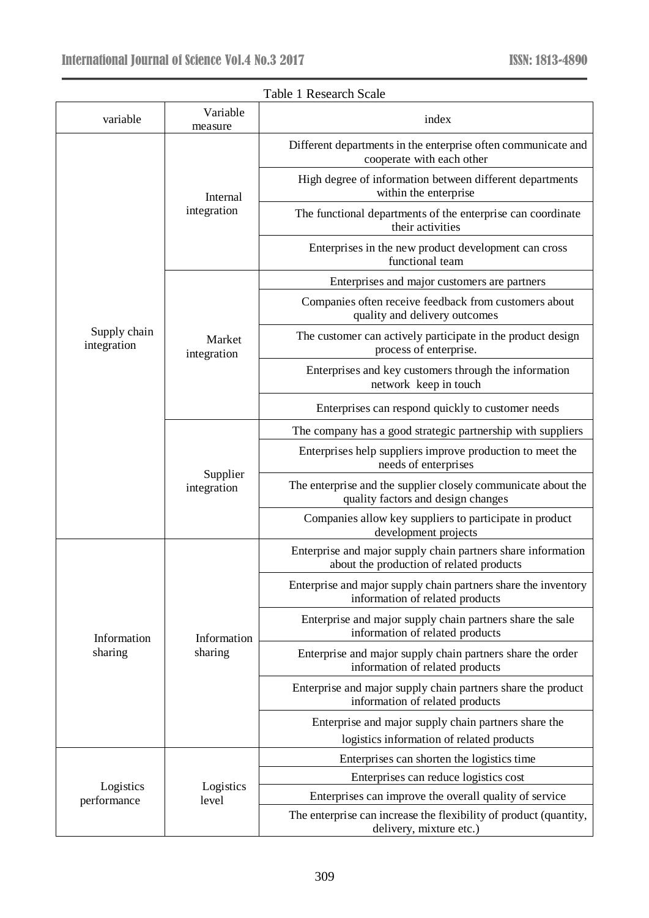Table 1 Research Scale

| variable | Variable measure | index |
|---|---|---|
| Supply chain integration | Internal integration | Different departments in the enterprise often communicate and cooperate with each other |
| | | High degree of information between different departments within the enterprise |
| | | The functional departments of the enterprise can coordinate their activities |
| | | Enterprises in the new product development can cross functional team |
| | Market integration | Enterprises and major customers are partners |
| | | Companies often receive feedback from customers about quality and delivery outcomes |
| | | The customer can actively participate in the product design process of enterprise. |
| | | Enterprises and key customers through the information network keep in touch |
| | | Enterprises can respond quickly to customer needs |
| | Supplier integration | The company has a good strategic partnership with suppliers |
| | | Enterprises help suppliers improve production to meet the needs of enterprises |
| | | The enterprise and the supplier closely communicate about the quality factors and design changes |
| | | Companies allow key suppliers to participate in product development projects |
| Information sharing | Information sharing | Enterprise and major supply chain partners share information about the production of related products |
| | | Enterprise and major supply chain partners share the inventory information of related products |
| | | Enterprise and major supply chain partners share the sale information of related products |
| | | Enterprise and major supply chain partners share the order information of related products |
| | | Enterprise and major supply chain partners share the product information of related products |
| | | Enterprise and major supply chain partners share the logistics information of related products |
| Logistics performance | Logistics level | Enterprises can shorten the logistics time |
| | | Enterprises can reduce logistics cost |
| | | Enterprises can improve the overall quality of service |
| | | The enterprise can increase the flexibility of product (quantity, delivery, mixture etc.) |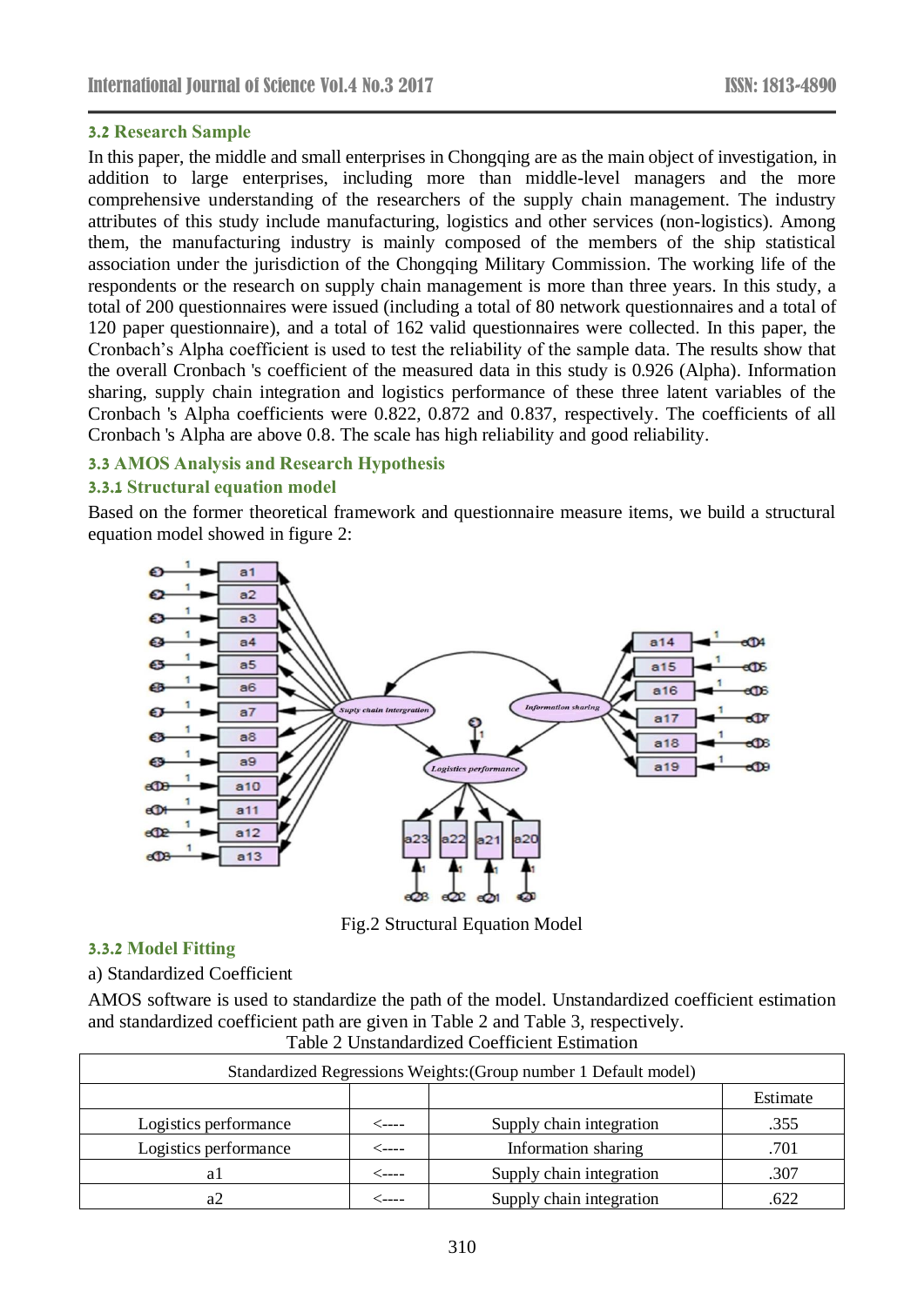### 3.2 Research Sample

In this paper, the middle and small enterprises in Chongqing are as the main object of investigation, in addition to large enterprises, including more than middle-level managers and the more comprehensive understanding of the researchers of the supply chain management. The industry attributes of this study include manufacturing, logistics and other services (non-logistics). Among them, the manufacturing industry is mainly composed of the members of the ship statistical association under the jurisdiction of the Chongqing Military Commission. The working life of the respondents or the research on supply chain management is more than three years. In this study, a total of 200 questionnaires were issued (including a total of 80 network questionnaires and a total of 120 paper questionnaire), and a total of 162 valid questionnaires were collected. In this paper, the Cronbach's Alpha coefficient is used to test the reliability of the sample data. The results show that the overall Cronbach 's coefficient of the measured data in this study is 0.926 (Alpha). Information sharing, supply chain integration and logistics performance of these three latent variables of the Cronbach 's Alpha coefficients were 0.822, 0.872 and 0.837, respectively. The coefficients of all Cronbach 's Alpha are above 0.8. The scale has high reliability and good reliability.

### 3.3 AMOS Analysis and Research Hypothesis

#### 3.3.1 Structural equation model

Based on the former theoretical framework and questionnaire measure items, we build a structural equation model showed in figure 2:

Fig.2 Structural Equation Model

#### 3.3.2 Model Fitting

a) Standardized Coefficient

AMOS software is used to standardize the path of the model. Unstandardized coefficient estimation and standardized coefficient path are given in Table 2 and Table 3, respectively.

Table 2 Unstandardized Coefficient Estimation

| Standardized Regressions Weights:(Group number 1 Default model) | | | |
|---|---|---|---|
| | | | Estimate |
| Logistics performance | <---- | Supply chain integration | .355 |
| Logistics performance | <---- | Information sharing | .701 |
| a1 | <---- | Supply chain integration | .307 |
| a2 | <---- | Supply chain integration | .622 |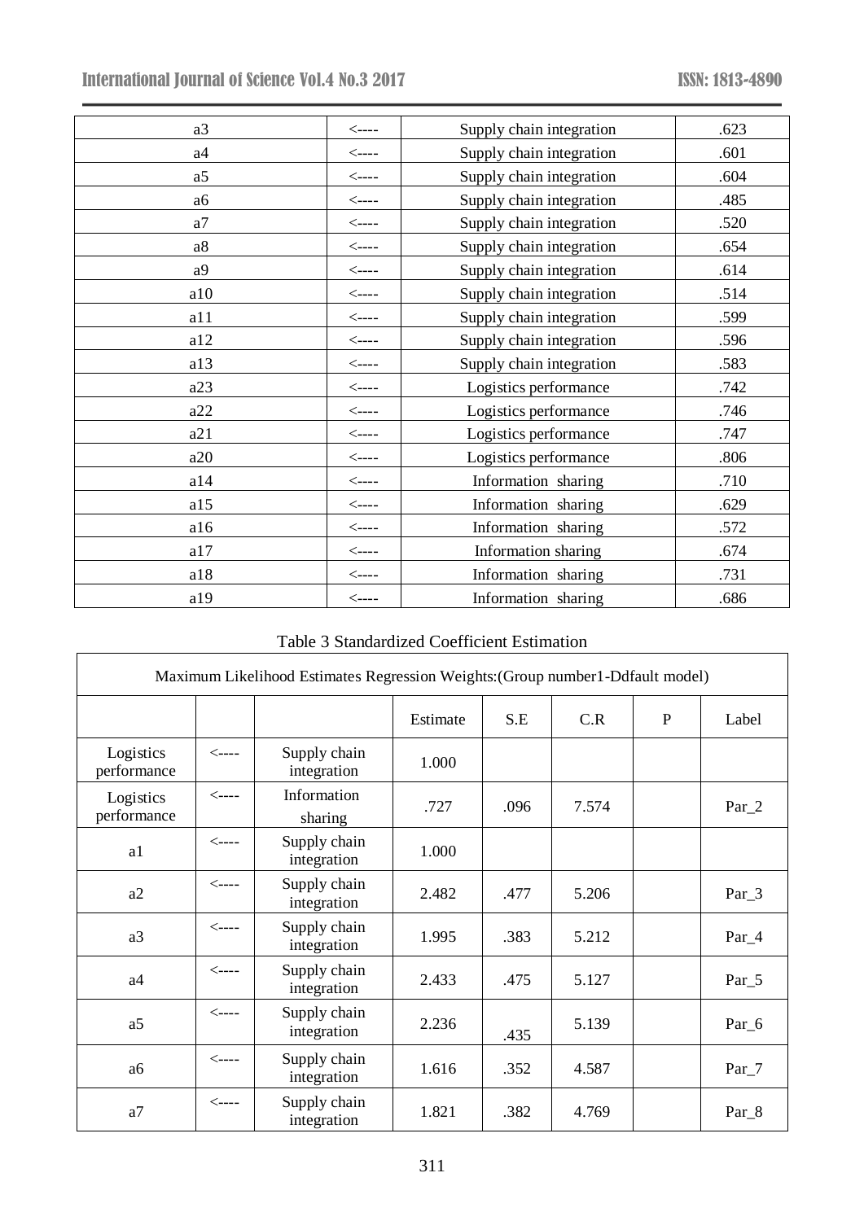| | | | |
|---|---|---|---|
| a3 | <---- | Supply chain integration | .623 |
| a4 | <---- | Supply chain integration | .601 |
| a5 | <---- | Supply chain integration | .604 |
| a6 | <---- | Supply chain integration | .485 |
| a7 | <---- | Supply chain integration | .520 |
| a8 | <---- | Supply chain integration | .654 |
| a9 | <---- | Supply chain integration | .614 |
| a10 | <---- | Supply chain integration | .514 |
| a11 | <---- | Supply chain integration | .599 |
| a12 | <---- | Supply chain integration | .596 |
| a13 | <---- | Supply chain integration | .583 |
| a23 | <---- | Logistics performance | .742 |
| a22 | <---- | Logistics performance | .746 |
| a21 | <---- | Logistics performance | .747 |
| a20 | <---- | Logistics performance | .806 |
| a14 | <---- | Information sharing | .710 |
| a15 | <---- | Information sharing | .629 |
| a16 | <---- | Information sharing | .572 |
| a17 | <---- | Information sharing | .674 |
| a18 | <---- | Information sharing | .731 |
| a19 | <---- | Information sharing | .686 |

Table 3 Standardized Coefficient Estimation

| Maximum Likelihood Estimates Regression Weights:(Group number1-Ddfault model) | | | | | | | |
|---|---|---|---|---|---|---|---|
| | | | Estimate | S.E | C.R | P | Label |
| Logistics performance | <---- | Supply chain integration | 1.000 | | | | |
| Logistics performance | <---- | Information sharing | .727 | .096 | 7.574 | | Par_2 |
| a1 | <---- | Supply chain integration | 1.000 | | | | |
| a2 | <---- | Supply chain integration | 2.482 | .477 | 5.206 | | Par_3 |
| a3 | <---- | Supply chain integration | 1.995 | .383 | 5.212 | | Par_4 |
| a4 | <---- | Supply chain integration | 2.433 | .475 | 5.127 | | Par_5 |
| a5 | <---- | Supply chain integration | 2.236 | .435 | 5.139 | | Par_6 |
| a6 | <---- | Supply chain integration | 1.616 | .352 | 4.587 | | Par_7 |
| a7 | <---- | Supply chain integration | 1.821 | .382 | 4.769 | | Par_8 |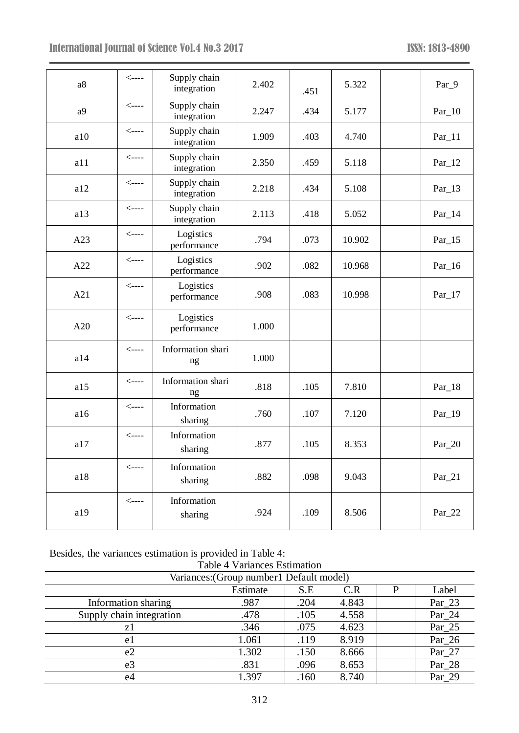| | | | | | | |
|---|---|---|---|---|---|---|
| a8 | <---- | Supply chain integration | 2.402 | .451 | 5.322 | | Par_9 |
| a9 | <---- | Supply chain integration | 2.247 | .434 | 5.177 | | Par_10 |
| a10 | <---- | Supply chain integration | 1.909 | .403 | 4.740 | | Par_11 |
| a11 | <---- | Supply chain integration | 2.350 | .459 | 5.118 | | Par_12 |
| a12 | <---- | Supply chain integration | 2.218 | .434 | 5.108 | | Par_13 |
| a13 | <---- | Supply chain integration | 2.113 | .418 | 5.052 | | Par_14 |
| A23 | <---- | Logistics performance | .794 | .073 | 10.902 | | Par_15 |
| A22 | <---- | Logistics performance | .902 | .082 | 10.968 | | Par_16 |
| A21 | <---- | Logistics performance | .908 | .083 | 10.998 | | Par_17 |
| A20 | <---- | Logistics performance | 1.000 | | | | |
| a14 | <---- | Information sharing | 1.000 | | | | |
| a15 | <---- | Information sharing | .818 | .105 | 7.810 | | Par_18 |
| a16 | <---- | Information sharing | .760 | .107 | 7.120 | | Par_19 |
| a17 | <---- | Information sharing | .877 | .105 | 8.353 | | Par_20 |
| a18 | <---- | Information sharing | .882 | .098 | 9.043 | | Par_21 |
| a19 | <---- | Information sharing | .924 | .109 | 8.506 | | Par_22 |

Besides, the variances estimation is provided in Table 4:

Table 4 Variances Estimation

| Variances:(Group number1 Default model) | | | | | |
|---|---|---|---|---|---|
| | Estimate | S.E | C.R | P | Label |
| Information sharing | .987 | .204 | 4.843 | | Par_23 |
| Supply chain integration | .478 | .105 | 4.558 | | Par_24 |
| z1 | .346 | .075 | 4.623 | | Par_25 |
| e1 | 1.061 | .119 | 8.919 | | Par_26 |
| e2 | 1.302 | .150 | 8.666 | | Par_27 |
| e3 | .831 | .096 | 8.653 | | Par_28 |
| e4 | 1.397 | .160 | 8.740 | | Par_29 |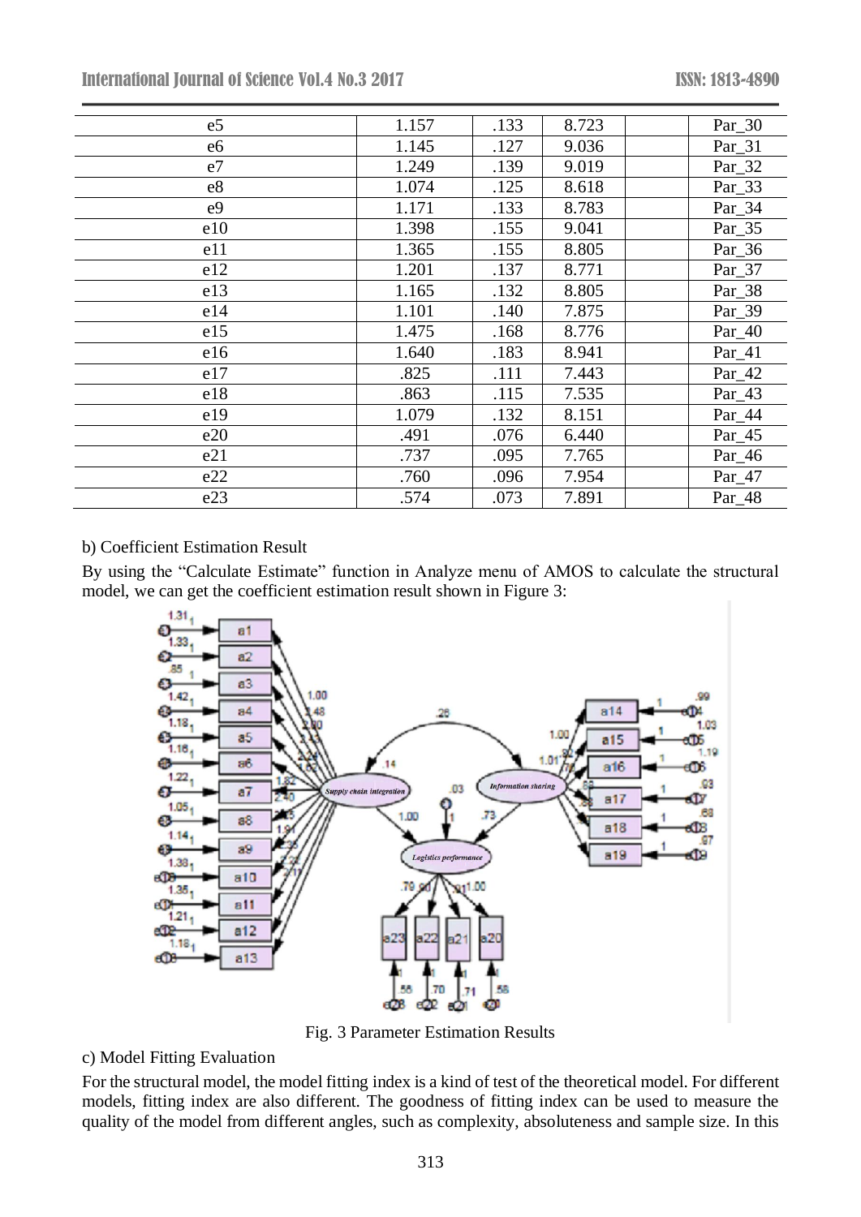| e5 | 1.157 | .133 | 8.723 | | Par_30 |
|---|---|---|---|---|---|
| e6 | 1.145 | .127 | 9.036 | | Par_31 |
| e7 | 1.249 | .139 | 9.019 | | Par_32 |
| e8 | 1.074 | .125 | 8.618 | | Par_33 |
| e9 | 1.171 | .133 | 8.783 | | Par_34 |
| e10 | 1.398 | .155 | 9.041 | | Par_35 |
| e11 | 1.365 | .155 | 8.805 | | Par_36 |
| e12 | 1.201 | .137 | 8.771 | | Par_37 |
| e13 | 1.165 | .132 | 8.805 | | Par_38 |
| e14 | 1.101 | .140 | 7.875 | | Par_39 |
| e15 | 1.475 | .168 | 8.776 | | Par_40 |
| e16 | 1.640 | .183 | 8.941 | | Par_41 |
| e17 | .825 | .111 | 7.443 | | Par_42 |
| e18 | .863 | .115 | 7.535 | | Par_43 |
| e19 | 1.079 | .132 | 8.151 | | Par_44 |
| e20 | .491 | .076 | 6.440 | | Par_45 |
| e21 | .737 | .095 | 7.765 | | Par_46 |
| e22 | .760 | .096 | 7.954 | | Par_47 |
| e23 | .574 | .073 | 7.891 | | Par_48 |

b) Coefficient Estimation Result

By using the "Calculate Estimate" function in Analyze menu of AMOS to calculate the structural model, we can get the coefficient estimation result shown in Figure 3:

Fig. 3 Parameter Estimation Results

c) Model Fitting Evaluation

For the structural model, the model fitting index is a kind of test of the theoretical model. For different models, fitting index are also different. The goodness of fitting index can be used to measure the quality of the model from different angles, such as complexity, absoluteness and sample size. In this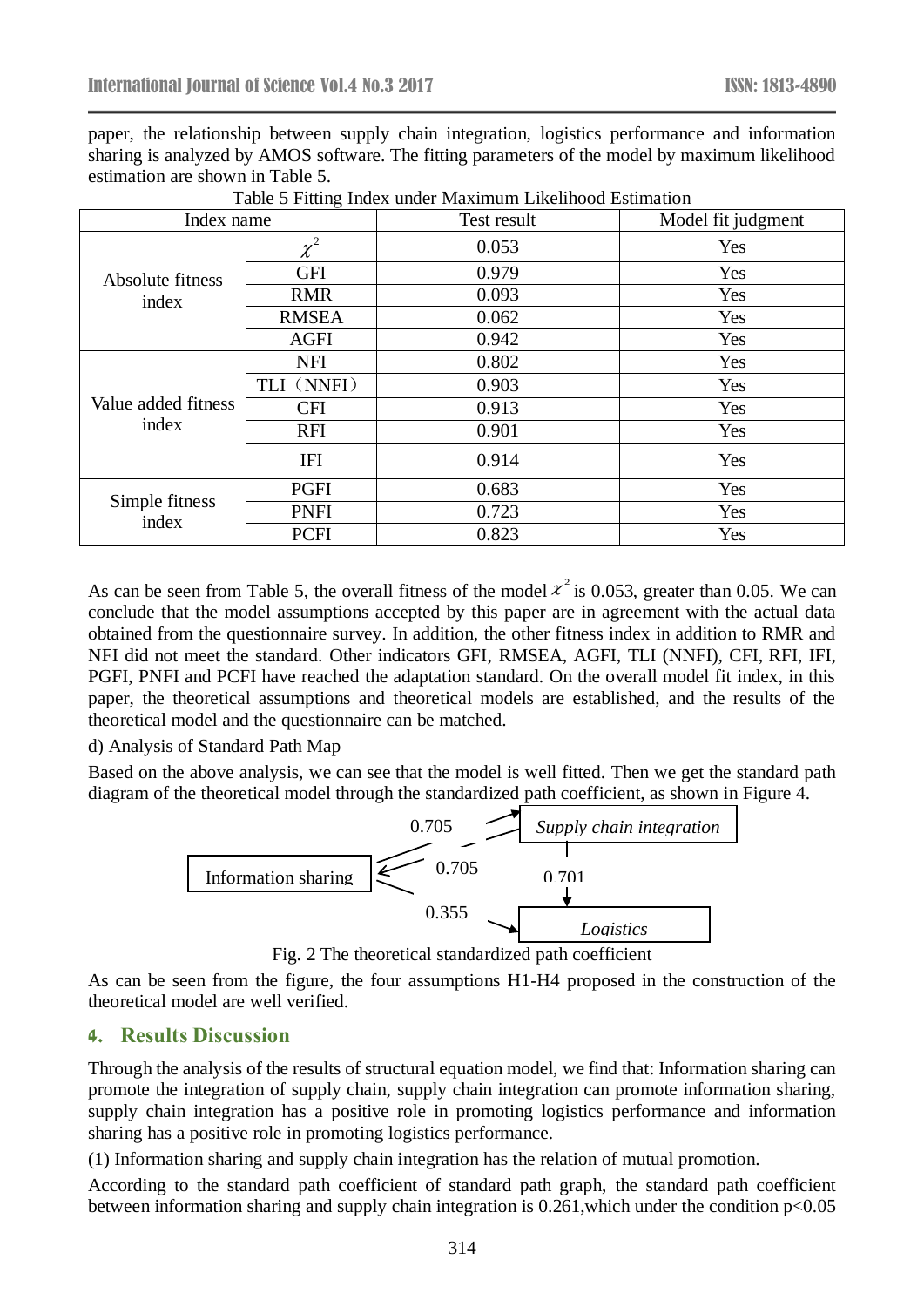paper, the relationship between supply chain integration, logistics performance and information sharing is analyzed by AMOS software. The fitting parameters of the model by maximum likelihood estimation are shown in Table 5.

Table 5 Fitting Index under Maximum Likelihood Estimation

| Index name | | Test result | Model fit judgment |
|---|---|---|---|
| Absolute fitness index | $\chi^2$ | 0.053 | Yes |
| | GFI | 0.979 | Yes |
| | RMR | 0.093 | Yes |
| | RMSEA | 0.062 | Yes |
| | AGFI | 0.942 | Yes |
| Value added fitness index | NFI | 0.802 | Yes |
| | TLI（NNFI） | 0.903 | Yes |
| | CFI | 0.913 | Yes |
| | RFI | 0.901 | Yes |
| | IFI | 0.914 | Yes |
| Simple fitness index | PGFI | 0.683 | Yes |
| | PNFI | 0.723 | Yes |
| | PCFI | 0.823 | Yes |

As can be seen from Table 5, the overall fitness of the model $\chi^2$ is 0.053, greater than 0.05. We can conclude that the model assumptions accepted by this paper are in agreement with the actual data obtained from the questionnaire survey. In addition, the other fitness index in addition to RMR and NFI did not meet the standard. Other indicators GFI, RMSEA, AGFI, TLI (NNFI), CFI, RFI, IFI, PGFI, PNFI and PCFI have reached the adaptation standard. On the overall model fit index, in this paper, the theoretical assumptions and theoretical models are established, and the results of the theoretical model and the questionnaire can be matched.

d) Analysis of Standard Path Map

Based on the above analysis, we can see that the model is well fitted. Then we get the standard path diagram of the theoretical model through the standardized path coefficient, as shown in Figure 4.

Information sharing → Supply chain integration: 0.705

Supply chain integration → Information sharing: 0.705

Supply chain integration → Logistics: 0.701

Information sharing → Logistics: 0.355

Fig. 2 The theoretical standardized path coefficient

As can be seen from the figure, the four assumptions H1-H4 proposed in the construction of the theoretical model are well verified.

## 4. Results Discussion

Through the analysis of the results of structural equation model, we find that: Information sharing can promote the integration of supply chain, supply chain integration can promote information sharing, supply chain integration has a positive role in promoting logistics performance and information sharing has a positive role in promoting logistics performance.

(1) Information sharing and supply chain integration has the relation of mutual promotion.

According to the standard path coefficient of standard path graph, the standard path coefficient between information sharing and supply chain integration is 0.261,which under the condition $p<0.05$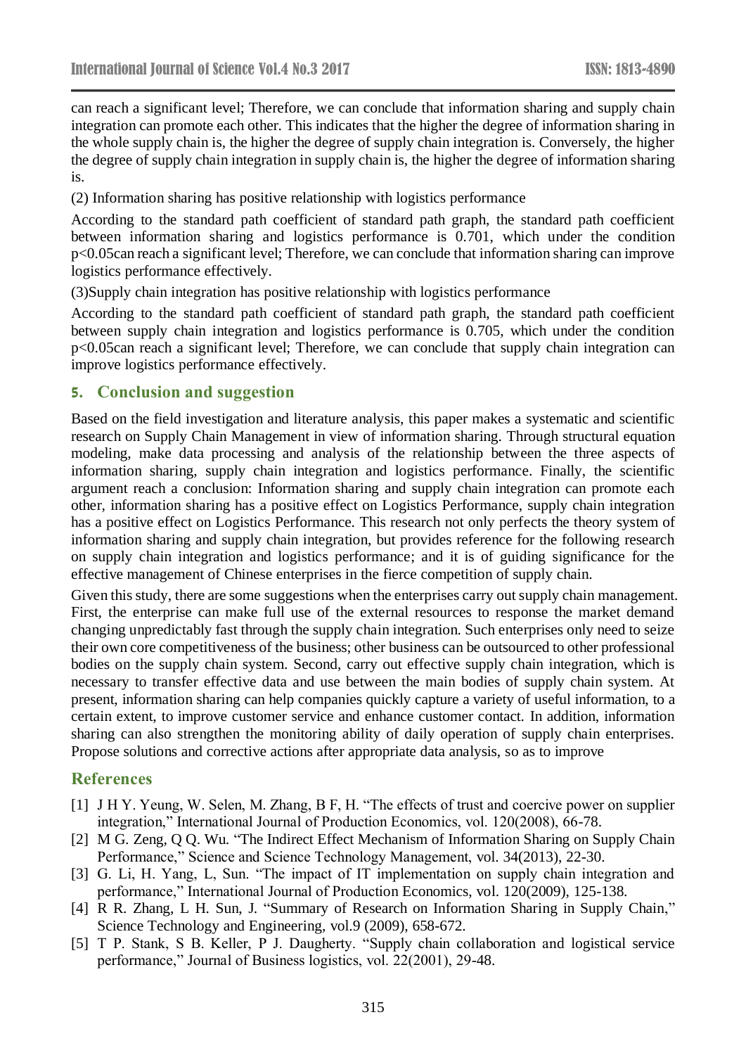can reach a significant level; Therefore, we can conclude that information sharing and supply chain integration can promote each other. This indicates that the higher the degree of information sharing in the whole supply chain is, the higher the degree of supply chain integration is. Conversely, the higher the degree of supply chain integration in supply chain is, the higher the degree of information sharing is.

(2) Information sharing has positive relationship with logistics performance

According to the standard path coefficient of standard path graph, the standard path coefficient between information sharing and logistics performance is 0.701, which under the condition $p<0.05$can reach a significant level; Therefore, we can conclude that information sharing can improve logistics performance effectively.

(3)Supply chain integration has positive relationship with logistics performance

According to the standard path coefficient of standard path graph, the standard path coefficient between supply chain integration and logistics performance is 0.705, which under the condition $p<0.05$can reach a significant level; Therefore, we can conclude that supply chain integration can improve logistics performance effectively.

## 5. Conclusion and suggestion

Based on the field investigation and literature analysis, this paper makes a systematic and scientific research on Supply Chain Management in view of information sharing. Through structural equation modeling, make data processing and analysis of the relationship between the three aspects of information sharing, supply chain integration and logistics performance. Finally, the scientific argument reach a conclusion: Information sharing and supply chain integration can promote each other, information sharing has a positive effect on Logistics Performance, supply chain integration has a positive effect on Logistics Performance. This research not only perfects the theory system of information sharing and supply chain integration, but provides reference for the following research on supply chain integration and logistics performance; and it is of guiding significance for the effective management of Chinese enterprises in the fierce competition of supply chain.

Given this study, there are some suggestions when the enterprises carry out supply chain management. First, the enterprise can make full use of the external resources to response the market demand changing unpredictably fast through the supply chain integration. Such enterprises only need to seize their own core competitiveness of the business; other business can be outsourced to other professional bodies on the supply chain system. Second, carry out effective supply chain integration, which is necessary to transfer effective data and use between the main bodies of supply chain system. At present, information sharing can help companies quickly capture a variety of useful information, to a certain extent, to improve customer service and enhance customer contact. In addition, information sharing can also strengthen the monitoring ability of daily operation of supply chain enterprises. Propose solutions and corrective actions after appropriate data analysis, so as to improve

## References

[1] J H Y. Yeung, W. Selen, M. Zhang, B F, H. "The effects of trust and coercive power on supplier integration," International Journal of Production Economics, vol. 120(2008), 66-78.

[2] M G. Zeng, Q Q. Wu. "The Indirect Effect Mechanism of Information Sharing on Supply Chain Performance," Science and Science Technology Management, vol. 34(2013), 22-30.

[3] G. Li, H. Yang, L, Sun. "The impact of IT implementation on supply chain integration and performance," International Journal of Production Economics, vol. 120(2009), 125-138.

[4] R R. Zhang, L H. Sun, J. "Summary of Research on Information Sharing in Supply Chain," Science Technology and Engineering, vol.9 (2009), 658-672.

[5] T P. Stank, S B. Keller, P J. Daugherty. "Supply chain collaboration and logistical service performance," Journal of Business logistics, vol. 22(2001), 29-48.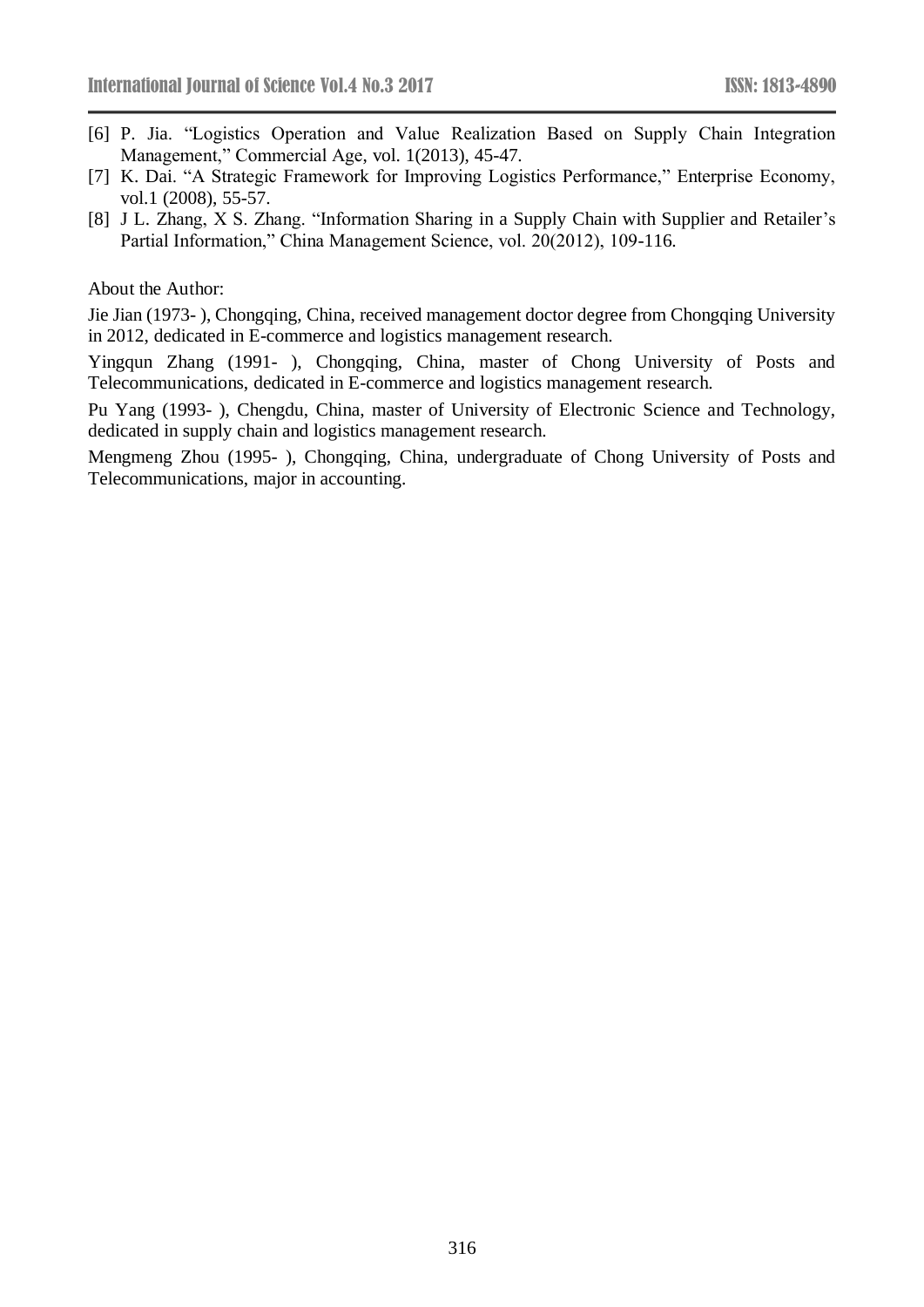[6] P. Jia. “Logistics Operation and Value Realization Based on Supply Chain Integration Management,” Commercial Age, vol. 1(2013), 45-47.

[7] K. Dai. “A Strategic Framework for Improving Logistics Performance,” Enterprise Economy, vol.1 (2008), 55-57.

[8] J L. Zhang, X S. Zhang. “Information Sharing in a Supply Chain with Supplier and Retailer’s Partial Information,” China Management Science, vol. 20(2012), 109-116.

About the Author:

Jie Jian (1973- ), Chongqing, China, received management doctor degree from Chongqing University in 2012, dedicated in E-commerce and logistics management research.

Yingqun Zhang (1991- ), Chongqing, China, master of Chong University of Posts and Telecommunications, dedicated in E-commerce and logistics management research.

Pu Yang (1993- ), Chengdu, China, master of University of Electronic Science and Technology, dedicated in supply chain and logistics management research.

Mengmeng Zhou (1995- ), Chongqing, China, undergraduate of Chong University of Posts and Telecommunications, major in accounting.